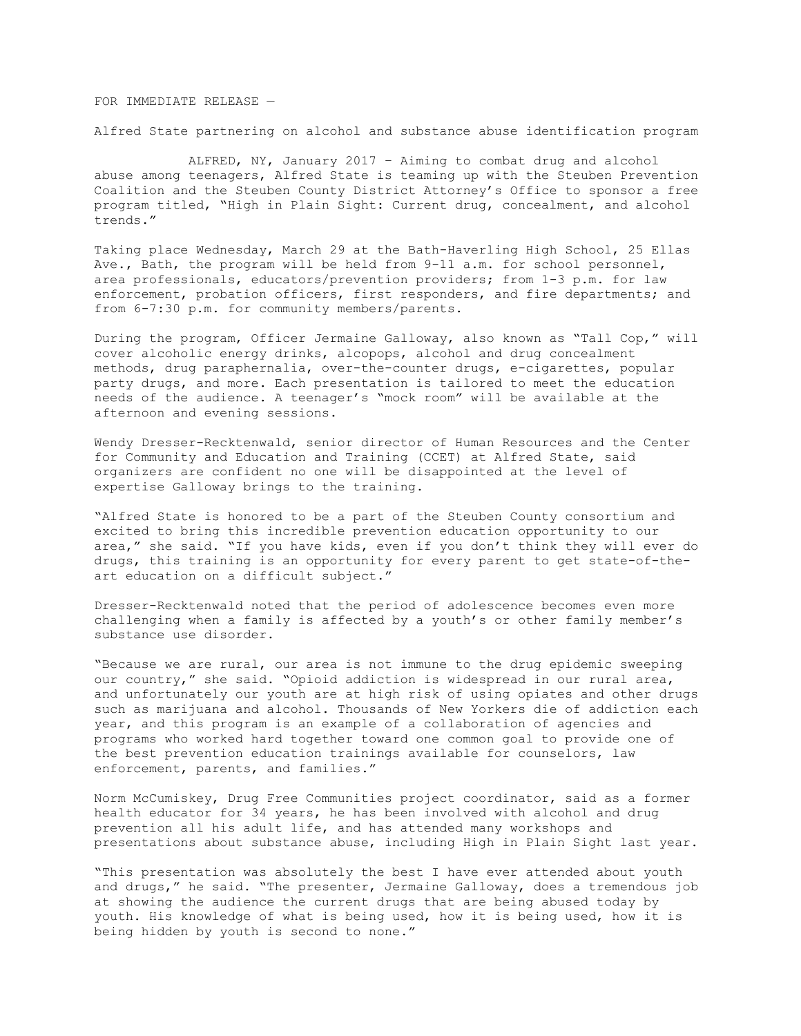FOR IMMEDIATE RELEASE —

Alfred State partnering on alcohol and substance abuse identification program

ALFRED, NY, January 2017 – Aiming to combat drug and alcohol abuse among teenagers, Alfred State is teaming up with the Steuben Prevention Coalition and the Steuben County District Attorney's Office to sponsor a free program titled, "High in Plain Sight: Current drug, concealment, and alcohol trends."

Taking place Wednesday, March 29 at the Bath-Haverling High School, 25 Ellas Ave., Bath, the program will be held from 9-11 a.m. for school personnel, area professionals, educators/prevention providers; from 1-3 p.m. for law enforcement, probation officers, first responders, and fire departments; and from 6-7:30 p.m. for community members/parents.

During the program, Officer Jermaine Galloway, also known as "Tall Cop," will cover alcoholic energy drinks, alcopops, alcohol and drug concealment methods, drug paraphernalia, over-the-counter drugs, e-cigarettes, popular party drugs, and more. Each presentation is tailored to meet the education needs of the audience. A teenager's "mock room" will be available at the afternoon and evening sessions.

Wendy Dresser-Recktenwald, senior director of Human Resources and the Center for Community and Education and Training (CCET) at Alfred State, said organizers are confident no one will be disappointed at the level of expertise Galloway brings to the training.

"Alfred State is honored to be a part of the Steuben County consortium and excited to bring this incredible prevention education opportunity to our area," she said. "If you have kids, even if you don't think they will ever do drugs, this training is an opportunity for every parent to get state-of-the-art education on a difficult subject."

Dresser-Recktenwald noted that the period of adolescence becomes even more challenging when a family is affected by a youth's or other family member's substance use disorder.

"Because we are rural, our area is not immune to the drug epidemic sweeping our country," she said. "Opioid addiction is widespread in our rural area, and unfortunately our youth are at high risk of using opiates and other drugs such as marijuana and alcohol. Thousands of New Yorkers die of addiction each year, and this program is an example of a collaboration of agencies and programs who worked hard together toward one common goal to provide one of the best prevention education trainings available for counselors, law enforcement, parents, and families."

Norm McCumiskey, Drug Free Communities project coordinator, said as a former health educator for 34 years, he has been involved with alcohol and drug prevention all his adult life, and has attended many workshops and presentations about substance abuse, including High in Plain Sight last year.

"This presentation was absolutely the best I have ever attended about youth and drugs," he said. "The presenter, Jermaine Galloway, does a tremendous job at showing the audience the current drugs that are being abused today by youth. His knowledge of what is being used, how it is being used, how it is being hidden by youth is second to none."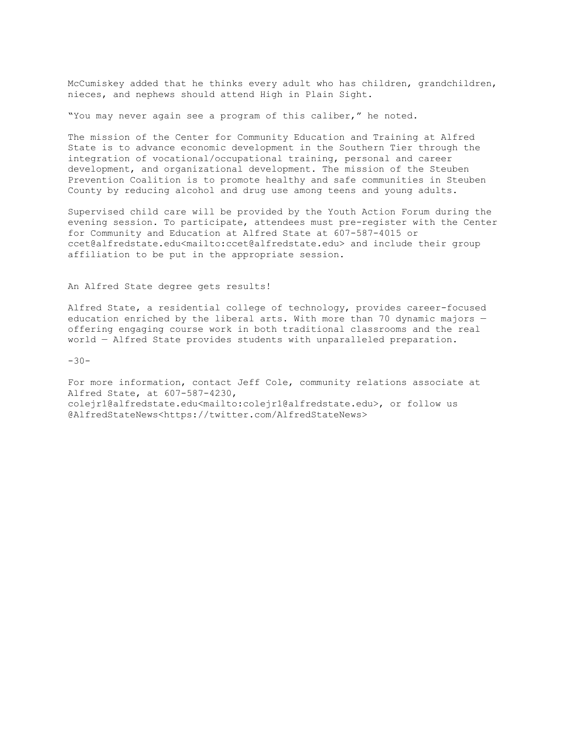McCumiskey added that he thinks every adult who has children, grandchildren, nieces, and nephews should attend High in Plain Sight.

"You may never again see a program of this caliber," he noted.

The mission of the Center for Community Education and Training at Alfred State is to advance economic development in the Southern Tier through the integration of vocational/occupational training, personal and career development, and organizational development. The mission of the Steuben Prevention Coalition is to promote healthy and safe communities in Steuben County by reducing alcohol and drug use among teens and young adults.

Supervised child care will be provided by the Youth Action Forum during the evening session. To participate, attendees must pre-register with the Center for Community and Education at Alfred State at 607-587-4015 or ccet@alfredstate.edu<mailto:ccet@alfredstate.edu> and include their group affiliation to be put in the appropriate session.

An Alfred State degree gets results!

Alfred State, a residential college of technology, provides career-focused education enriched by the liberal arts. With more than 70 dynamic majors — offering engaging course work in both traditional classrooms and the real world — Alfred State provides students with unparalleled preparation.

-30-

For more information, contact Jeff Cole, community relations associate at Alfred State, at 607-587-4230, colejr1@alfredstate.edu<mailto:colejr1@alfredstate.edu>, or follow us @AlfredStateNews<https://twitter.com/AlfredStateNews>